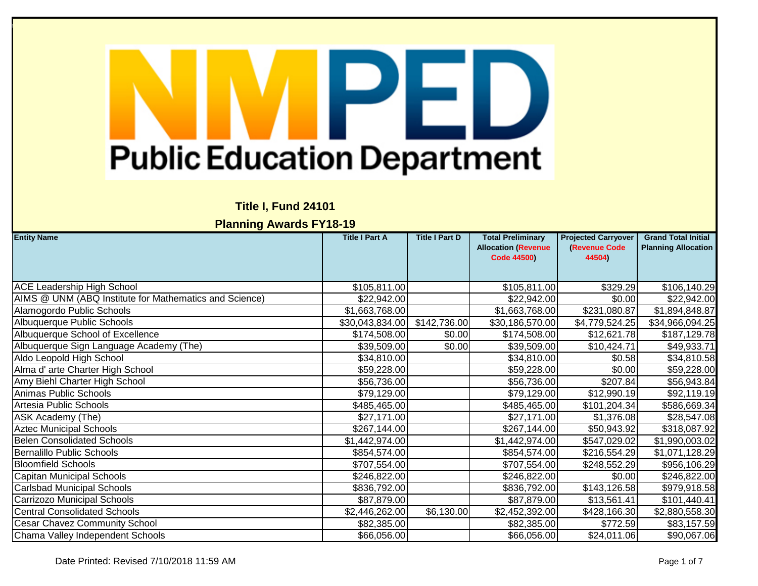# NMPED Public Education Department

## Title I, Fund 24101

## Planning Awards FY18-19

| Entity Name | Title I Part A | Title I Part D | Total Preliminary Allocation (Revenue Code 44500) | Projected Carryover (Revenue Code 44504) | Grand Total Initial Planning Allocation |
|---|---|---|---|---|---|
| ACE Leadership High School | $105,811.00 | | $105,811.00 | $329.29 | $106,140.29 |
| AIMS @ UNM (ABQ Institute for Mathematics and Science) | $22,942.00 | | $22,942.00 | $0.00 | $22,942.00 |
| Alamogordo Public Schools | $1,663,768.00 | | $1,663,768.00 | $231,080.87 | $1,894,848.87 |
| Albuquerque Public Schools | $30,043,834.00 | $142,736.00 | $30,186,570.00 | $4,779,524.25 | $34,966,094.25 |
| Albuquerque School of Excellence | $174,508.00 | $0.00 | $174,508.00 | $12,621.78 | $187,129.78 |
| Albuquerque Sign Language Academy (The) | $39,509.00 | $0.00 | $39,509.00 | $10,424.71 | $49,933.71 |
| Aldo Leopold High School | $34,810.00 | | $34,810.00 | $0.58 | $34,810.58 |
| Alma d' arte Charter High School | $59,228.00 | | $59,228.00 | $0.00 | $59,228.00 |
| Amy Biehl Charter High School | $56,736.00 | | $56,736.00 | $207.84 | $56,943.84 |
| Animas Public Schools | $79,129.00 | | $79,129.00 | $12,990.19 | $92,119.19 |
| Artesia Public Schools | $485,465.00 | | $485,465.00 | $101,204.34 | $586,669.34 |
| ASK Academy (The) | $27,171.00 | | $27,171.00 | $1,376.08 | $28,547.08 |
| Aztec Municipal Schools | $267,144.00 | | $267,144.00 | $50,943.92 | $318,087.92 |
| Belen Consolidated Schools | $1,442,974.00 | | $1,442,974.00 | $547,029.02 | $1,990,003.02 |
| Bernalillo Public Schools | $854,574.00 | | $854,574.00 | $216,554.29 | $1,071,128.29 |
| Bloomfield Schools | $707,554.00 | | $707,554.00 | $248,552.29 | $956,106.29 |
| Capitan Municipal Schools | $246,822.00 | | $246,822.00 | $0.00 | $246,822.00 |
| Carlsbad Municipal Schools | $836,792.00 | | $836,792.00 | $143,126.58 | $979,918.58 |
| Carrizozo Municipal Schools | $87,879.00 | | $87,879.00 | $13,561.41 | $101,440.41 |
| Central Consolidated Schools | $2,446,262.00 | $6,130.00 | $2,452,392.00 | $428,166.30 | $2,880,558.30 |
| Cesar Chavez Community School | $82,385.00 | | $82,385.00 | $772.59 | $83,157.59 |
| Chama Valley Independent Schools | $66,056.00 | | $66,056.00 | $24,011.06 | $90,067.06 |

Date Printed: Revised 7/10/2018 11:59 AM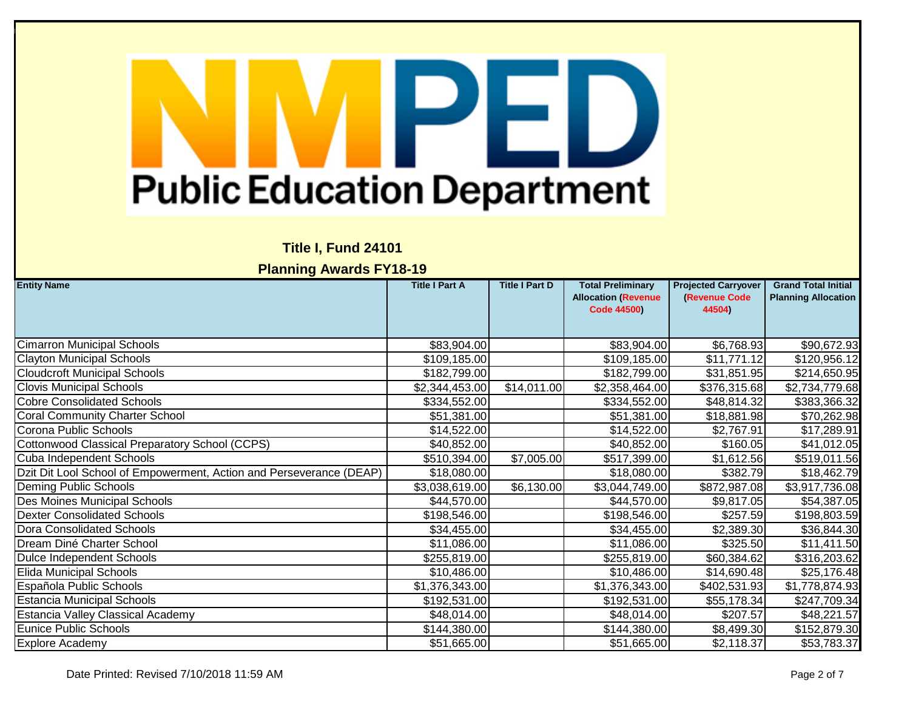NMPED
Public Education Department

**Title I, Fund 24101**

**Planning Awards FY18-19**

| Entity Name | Title I Part A | Title I Part D | Total Preliminary Allocation (Revenue Code 44500) | Projected Carryover (Revenue Code 44504) | Grand Total Initial Planning Allocation |
|---|---|---|---|---|---|
| Cimarron Municipal Schools | $83,904.00 | | $83,904.00 | $6,768.93 | $90,672.93 |
| Clayton Municipal Schools | $109,185.00 | | $109,185.00 | $11,771.12 | $120,956.12 |
| Cloudcroft Municipal Schools | $182,799.00 | | $182,799.00 | $31,851.95 | $214,650.95 |
| Clovis Municipal Schools | $2,344,453.00 | $14,011.00 | $2,358,464.00 | $376,315.68 | $2,734,779.68 |
| Cobre Consolidated Schools | $334,552.00 | | $334,552.00 | $48,814.32 | $383,366.32 |
| Coral Community Charter School | $51,381.00 | | $51,381.00 | $18,881.98 | $70,262.98 |
| Corona Public Schools | $14,522.00 | | $14,522.00 | $2,767.91 | $17,289.91 |
| Cottonwood Classical Preparatory School (CCPS) | $40,852.00 | | $40,852.00 | $160.05 | $41,012.05 |
| Cuba Independent Schools | $510,394.00 | $7,005.00 | $517,399.00 | $1,612.56 | $519,011.56 |
| Dzit Dit Lool School of Empowerment, Action and Perseverance (DEAP) | $18,080.00 | | $18,080.00 | $382.79 | $18,462.79 |
| Deming Public Schools | $3,038,619.00 | $6,130.00 | $3,044,749.00 | $872,987.08 | $3,917,736.08 |
| Des Moines Municipal Schools | $44,570.00 | | $44,570.00 | $9,817.05 | $54,387.05 |
| Dexter Consolidated Schools | $198,546.00 | | $198,546.00 | $257.59 | $198,803.59 |
| Dora Consolidated Schools | $34,455.00 | | $34,455.00 | $2,389.30 | $36,844.30 |
| Dream Diné Charter School | $11,086.00 | | $11,086.00 | $325.50 | $11,411.50 |
| Dulce Independent Schools | $255,819.00 | | $255,819.00 | $60,384.62 | $316,203.62 |
| Elida Municipal Schools | $10,486.00 | | $10,486.00 | $14,690.48 | $25,176.48 |
| Española Public Schools | $1,376,343.00 | | $1,376,343.00 | $402,531.93 | $1,778,874.93 |
| Estancia Municipal Schools | $192,531.00 | | $192,531.00 | $55,178.34 | $247,709.34 |
| Estancia Valley Classical Academy | $48,014.00 | | $48,014.00 | $207.57 | $48,221.57 |
| Eunice Public Schools | $144,380.00 | | $144,380.00 | $8,499.30 | $152,879.30 |
| Explore Academy | $51,665.00 | | $51,665.00 | $2,118.37 | $53,783.37 |

Date Printed: Revised 7/10/2018 11:59 AM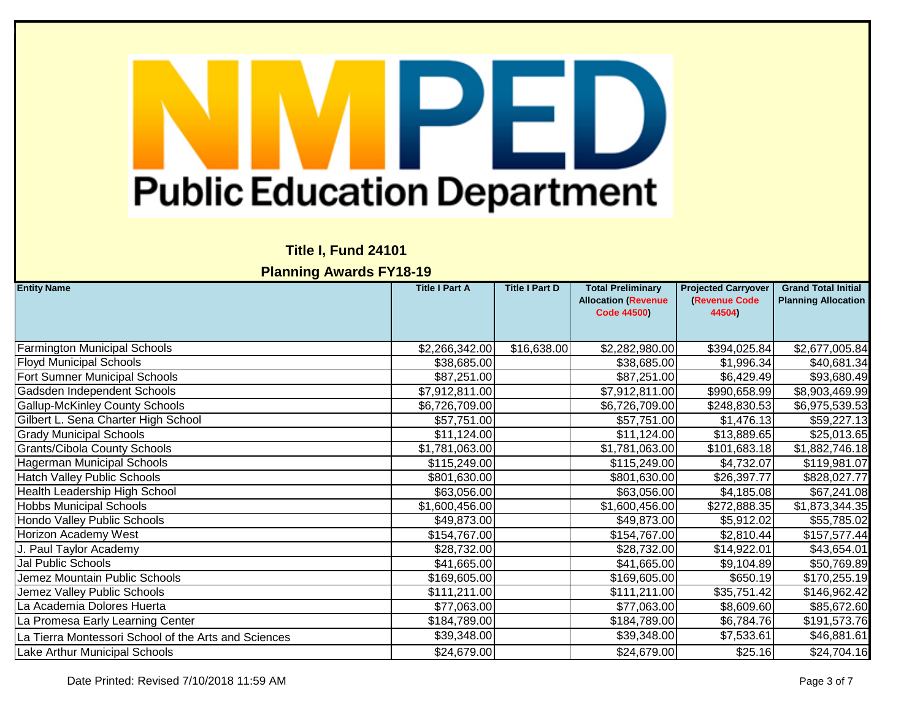Public Education Department

## Title I, Fund 24101

## Planning Awards FY18-19

| Entity Name | Title I Part A | Title I Part D | Total Preliminary Allocation (Revenue Code 44500) | Projected Carryover (Revenue Code 44504) | Grand Total Initial Planning Allocation |
|---|---|---|---|---|---|
| Farmington Municipal Schools | $2,266,342.00 | $16,638.00 | $2,282,980.00 | $394,025.84 | $2,677,005.84 |
| Floyd Municipal Schools | $38,685.00 | | $38,685.00 | $1,996.34 | $40,681.34 |
| Fort Sumner Municipal Schools | $87,251.00 | | $87,251.00 | $6,429.49 | $93,680.49 |
| Gadsden Independent Schools | $7,912,811.00 | | $7,912,811.00 | $990,658.99 | $8,903,469.99 |
| Gallup-McKinley County Schools | $6,726,709.00 | | $6,726,709.00 | $248,830.53 | $6,975,539.53 |
| Gilbert L. Sena Charter High School | $57,751.00 | | $57,751.00 | $1,476.13 | $59,227.13 |
| Grady Municipal Schools | $11,124.00 | | $11,124.00 | $13,889.65 | $25,013.65 |
| Grants/Cibola County Schools | $1,781,063.00 | | $1,781,063.00 | $101,683.18 | $1,882,746.18 |
| Hagerman Municipal Schools | $115,249.00 | | $115,249.00 | $4,732.07 | $119,981.07 |
| Hatch Valley Public Schools | $801,630.00 | | $801,630.00 | $26,397.77 | $828,027.77 |
| Health Leadership High School | $63,056.00 | | $63,056.00 | $4,185.08 | $67,241.08 |
| Hobbs Municipal Schools | $1,600,456.00 | | $1,600,456.00 | $272,888.35 | $1,873,344.35 |
| Hondo Valley Public Schools | $49,873.00 | | $49,873.00 | $5,912.02 | $55,785.02 |
| Horizon Academy West | $154,767.00 | | $154,767.00 | $2,810.44 | $157,577.44 |
| J. Paul Taylor Academy | $28,732.00 | | $28,732.00 | $14,922.01 | $43,654.01 |
| Jal Public Schools | $41,665.00 | | $41,665.00 | $9,104.89 | $50,769.89 |
| Jemez Mountain Public Schools | $169,605.00 | | $169,605.00 | $650.19 | $170,255.19 |
| Jemez Valley Public Schools | $111,211.00 | | $111,211.00 | $35,751.42 | $146,962.42 |
| La Academia Dolores Huerta | $77,063.00 | | $77,063.00 | $8,609.60 | $85,672.60 |
| La Promesa Early Learning Center | $184,789.00 | | $184,789.00 | $6,784.76 | $191,573.76 |
| La Tierra Montessori School of the Arts and Sciences | $39,348.00 | | $39,348.00 | $7,533.61 | $46,881.61 |
| Lake Arthur Municipal Schools | $24,679.00 | | $24,679.00 | $25.16 | $24,704.16 |

Date Printed: Revised 7/10/2018 11:59 AM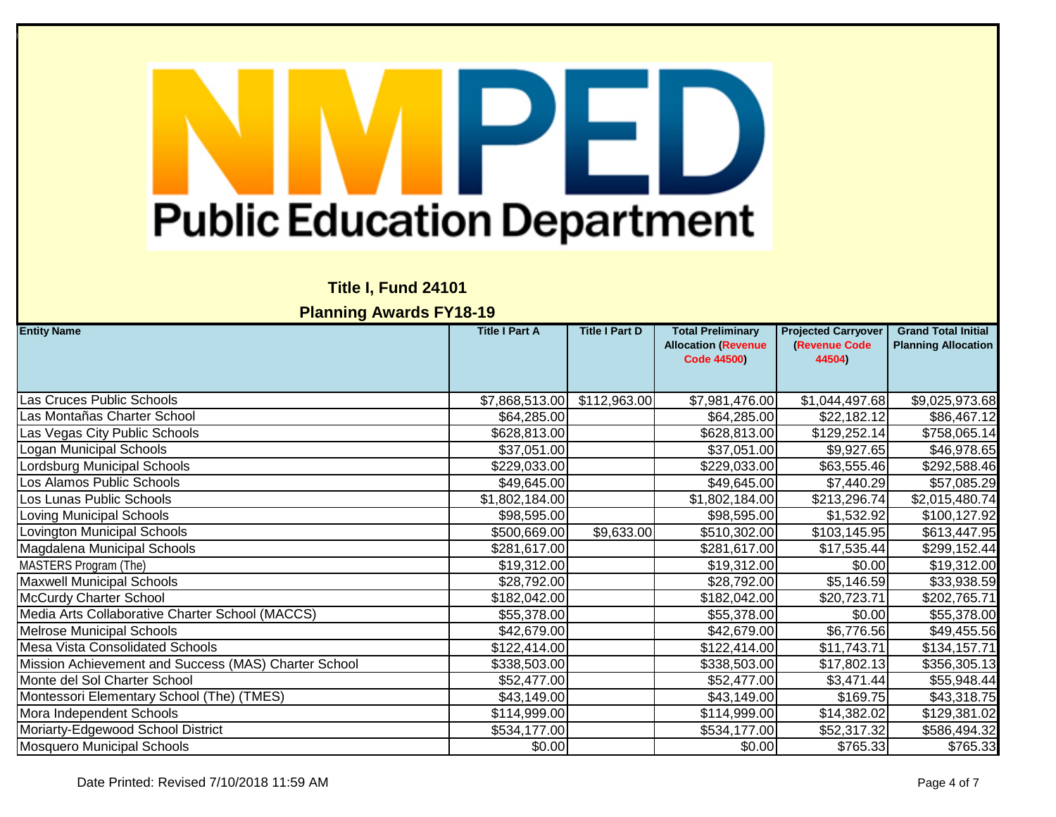NMPED Public Education Department

## Title I, Fund 24101

## Planning Awards FY18-19

| Entity Name | Title I Part A | Title I Part D | Total Preliminary Allocation (Revenue Code 44500) | Projected Carryover (Revenue Code 44504) | Grand Total Initial Planning Allocation |
|---|---|---|---|---|---|
| Las Cruces Public Schools | $7,868,513.00 | $112,963.00 | $7,981,476.00 | $1,044,497.68 | $9,025,973.68 |
| Las Montañas Charter School | $64,285.00 | | $64,285.00 | $22,182.12 | $86,467.12 |
| Las Vegas City Public Schools | $628,813.00 | | $628,813.00 | $129,252.14 | $758,065.14 |
| Logan Municipal Schools | $37,051.00 | | $37,051.00 | $9,927.65 | $46,978.65 |
| Lordsburg Municipal Schools | $229,033.00 | | $229,033.00 | $63,555.46 | $292,588.46 |
| Los Alamos Public Schools | $49,645.00 | | $49,645.00 | $7,440.29 | $57,085.29 |
| Los Lunas Public Schools | $1,802,184.00 | | $1,802,184.00 | $213,296.74 | $2,015,480.74 |
| Loving Municipal Schools | $98,595.00 | | $98,595.00 | $1,532.92 | $100,127.92 |
| Lovington Municipal Schools | $500,669.00 | $9,633.00 | $510,302.00 | $103,145.95 | $613,447.95 |
| Magdalena Municipal Schools | $281,617.00 | | $281,617.00 | $17,535.44 | $299,152.44 |
| MASTERS Program (The) | $19,312.00 | | $19,312.00 | $0.00 | $19,312.00 |
| Maxwell Municipal Schools | $28,792.00 | | $28,792.00 | $5,146.59 | $33,938.59 |
| McCurdy Charter School | $182,042.00 | | $182,042.00 | $20,723.71 | $202,765.71 |
| Media Arts Collaborative Charter School (MACCS) | $55,378.00 | | $55,378.00 | $0.00 | $55,378.00 |
| Melrose Municipal Schools | $42,679.00 | | $42,679.00 | $6,776.56 | $49,455.56 |
| Mesa Vista Consolidated Schools | $122,414.00 | | $122,414.00 | $11,743.71 | $134,157.71 |
| Mission Achievement and Success (MAS) Charter School | $338,503.00 | | $338,503.00 | $17,802.13 | $356,305.13 |
| Monte del Sol Charter School | $52,477.00 | | $52,477.00 | $3,471.44 | $55,948.44 |
| Montessori Elementary School (The) (TMES) | $43,149.00 | | $43,149.00 | $169.75 | $43,318.75 |
| Mora Independent Schools | $114,999.00 | | $114,999.00 | $14,382.02 | $129,381.02 |
| Moriarty-Edgewood School District | $534,177.00 | | $534,177.00 | $52,317.32 | $586,494.32 |
| Mosquero Municipal Schools | $0.00 | | $0.00 | $765.33 | $765.33 |

Date Printed: Revised 7/10/2018 11:59 AM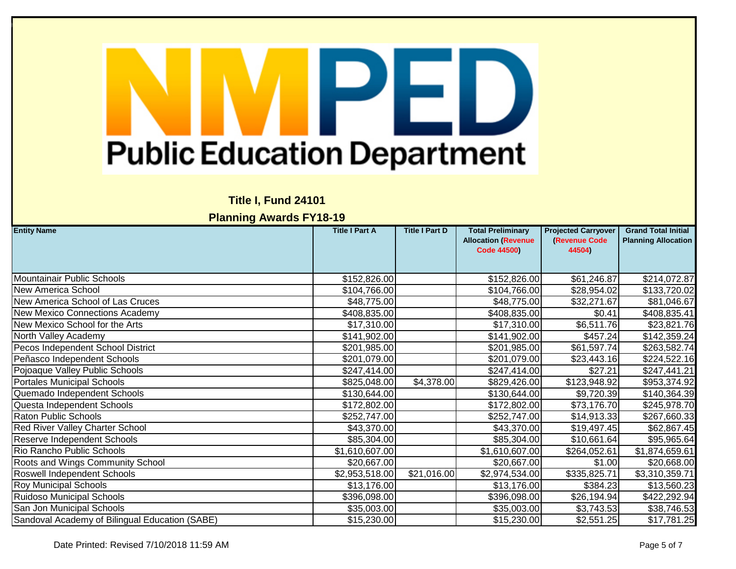# NMPED Public Education Department

## Title I, Fund 24101

## Planning Awards FY18-19

| Entity Name | Title I Part A | Title I Part D | Total Preliminary Allocation (Revenue Code 44500) | Projected Carryover (Revenue Code 44504) | Grand Total Initial Planning Allocation |
|---|---|---|---|---|---|
| Mountainair Public Schools | $152,826.00 | | $152,826.00 | $61,246.87 | $214,072.87 |
| New America School | $104,766.00 | | $104,766.00 | $28,954.02 | $133,720.02 |
| New America School of Las Cruces | $48,775.00 | | $48,775.00 | $32,271.67 | $81,046.67 |
| New Mexico Connections Academy | $408,835.00 | | $408,835.00 | $0.41 | $408,835.41 |
| New Mexico School for the Arts | $17,310.00 | | $17,310.00 | $6,511.76 | $23,821.76 |
| North Valley Academy | $141,902.00 | | $141,902.00 | $457.24 | $142,359.24 |
| Pecos Independent School District | $201,985.00 | | $201,985.00 | $61,597.74 | $263,582.74 |
| Peñasco Independent Schools | $201,079.00 | | $201,079.00 | $23,443.16 | $224,522.16 |
| Pojoaque Valley Public Schools | $247,414.00 | | $247,414.00 | $27.21 | $247,441.21 |
| Portales Municipal Schools | $825,048.00 | $4,378.00 | $829,426.00 | $123,948.92 | $953,374.92 |
| Quemado Independent Schools | $130,644.00 | | $130,644.00 | $9,720.39 | $140,364.39 |
| Questa Independent Schools | $172,802.00 | | $172,802.00 | $73,176.70 | $245,978.70 |
| Raton Public Schools | $252,747.00 | | $252,747.00 | $14,913.33 | $267,660.33 |
| Red River Valley Charter School | $43,370.00 | | $43,370.00 | $19,497.45 | $62,867.45 |
| Reserve Independent Schools | $85,304.00 | | $85,304.00 | $10,661.64 | $95,965.64 |
| Rio Rancho Public Schools | $1,610,607.00 | | $1,610,607.00 | $264,052.61 | $1,874,659.61 |
| Roots and Wings Community School | $20,667.00 | | $20,667.00 | $1.00 | $20,668.00 |
| Roswell Independent Schools | $2,953,518.00 | $21,016.00 | $2,974,534.00 | $335,825.71 | $3,310,359.71 |
| Roy Municipal Schools | $13,176.00 | | $13,176.00 | $384.23 | $13,560.23 |
| Ruidoso Municipal Schools | $396,098.00 | | $396,098.00 | $26,194.94 | $422,292.94 |
| San Jon Municipal Schools | $35,003.00 | | $35,003.00 | $3,743.53 | $38,746.53 |
| Sandoval Academy of Bilingual Education (SABE) | $15,230.00 | | $15,230.00 | $2,551.25 | $17,781.25 |

Date Printed: Revised 7/10/2018 11:59 AM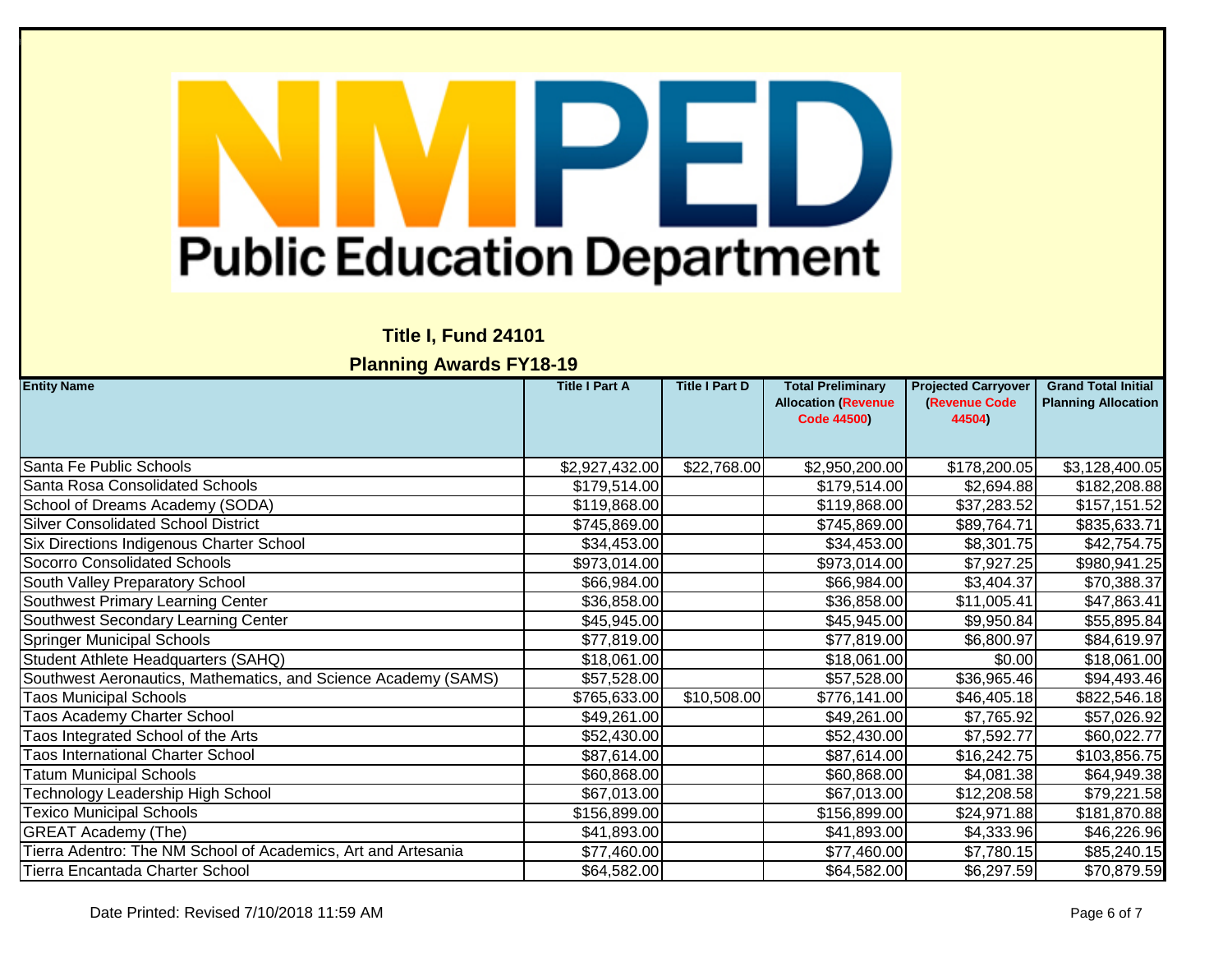Public Education Department

**Title I, Fund 24101**

**Planning Awards FY18-19**

| Entity Name | Title I Part A | Title I Part D | Total Preliminary Allocation (Revenue Code 44500) | Projected Carryover (Revenue Code 44504) | Grand Total Initial Planning Allocation |
|---|---|---|---|---|---|
| Santa Fe Public Schools | $2,927,432.00 | $22,768.00 | $2,950,200.00 | $178,200.05 | $3,128,400.05 |
| Santa Rosa Consolidated Schools | $179,514.00 | | $179,514.00 | $2,694.88 | $182,208.88 |
| School of Dreams Academy (SODA) | $119,868.00 | | $119,868.00 | $37,283.52 | $157,151.52 |
| Silver Consolidated School District | $745,869.00 | | $745,869.00 | $89,764.71 | $835,633.71 |
| Six Directions Indigenous Charter School | $34,453.00 | | $34,453.00 | $8,301.75 | $42,754.75 |
| Socorro Consolidated Schools | $973,014.00 | | $973,014.00 | $7,927.25 | $980,941.25 |
| South Valley Preparatory School | $66,984.00 | | $66,984.00 | $3,404.37 | $70,388.37 |
| Southwest Primary Learning Center | $36,858.00 | | $36,858.00 | $11,005.41 | $47,863.41 |
| Southwest Secondary Learning Center | $45,945.00 | | $45,945.00 | $9,950.84 | $55,895.84 |
| Springer Municipal Schools | $77,819.00 | | $77,819.00 | $6,800.97 | $84,619.97 |
| Student Athlete Headquarters (SAHQ) | $18,061.00 | | $18,061.00 | $0.00 | $18,061.00 |
| Southwest Aeronautics, Mathematics, and Science Academy (SAMS) | $57,528.00 | | $57,528.00 | $36,965.46 | $94,493.46 |
| Taos Municipal Schools | $765,633.00 | $10,508.00 | $776,141.00 | $46,405.18 | $822,546.18 |
| Taos Academy Charter School | $49,261.00 | | $49,261.00 | $7,765.92 | $57,026.92 |
| Taos Integrated School of the Arts | $52,430.00 | | $52,430.00 | $7,592.77 | $60,022.77 |
| Taos International Charter School | $87,614.00 | | $87,614.00 | $16,242.75 | $103,856.75 |
| Tatum Municipal Schools | $60,868.00 | | $60,868.00 | $4,081.38 | $64,949.38 |
| Technology Leadership High School | $67,013.00 | | $67,013.00 | $12,208.58 | $79,221.58 |
| Texico Municipal Schools | $156,899.00 | | $156,899.00 | $24,971.88 | $181,870.88 |
| GREAT Academy (The) | $41,893.00 | | $41,893.00 | $4,333.96 | $46,226.96 |
| Tierra Adentro: The NM School of Academics, Art and Artesania | $77,460.00 | | $77,460.00 | $7,780.15 | $85,240.15 |
| Tierra Encantada Charter School | $64,582.00 | | $64,582.00 | $6,297.59 | $70,879.59 |

Date Printed: Revised 7/10/2018 11:59 AM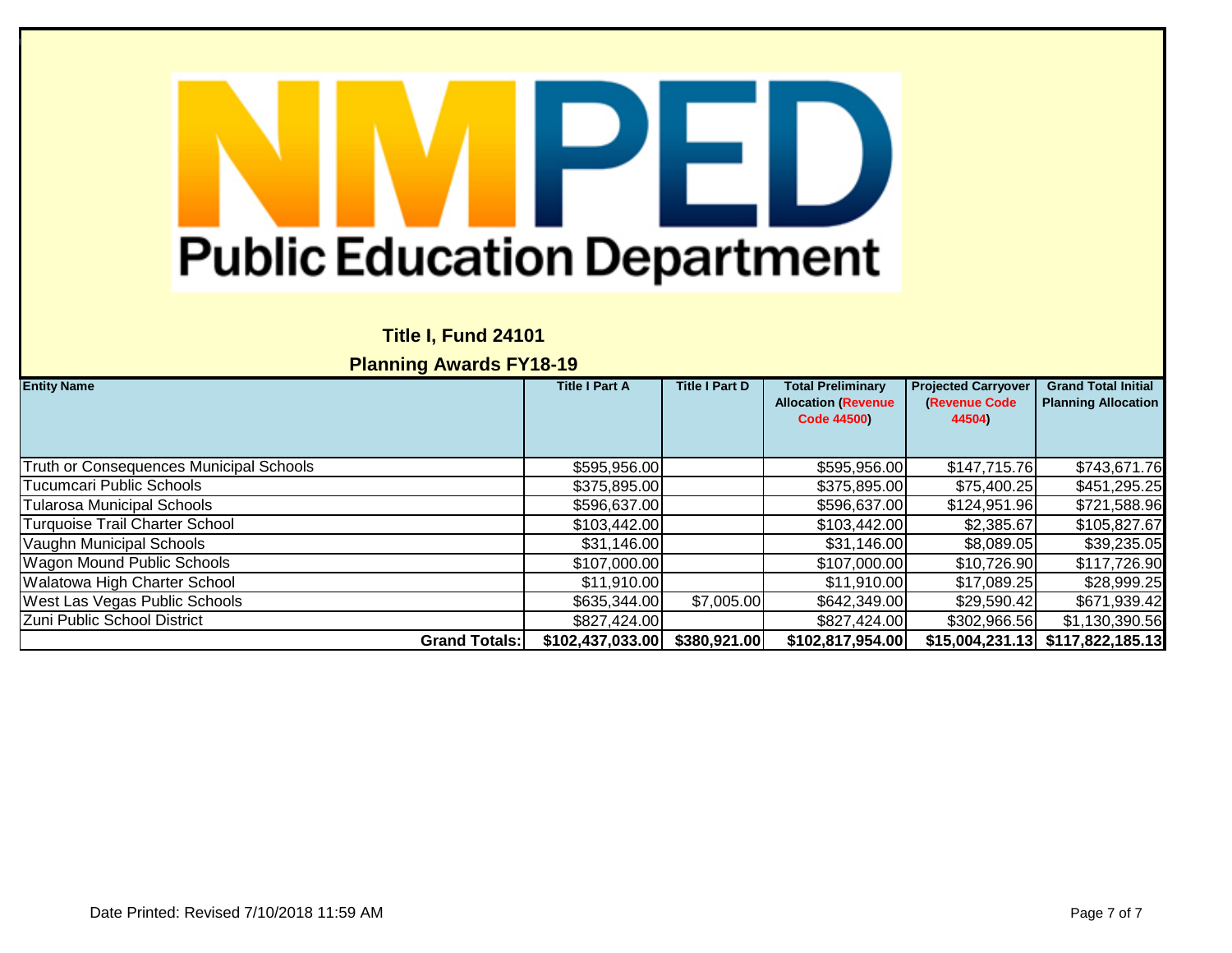NMPED
Public Education Department

**Title I, Fund 24101**

**Planning Awards FY18-19**

| Entity Name | Title I Part A | Title I Part D | Total Preliminary Allocation (Revenue Code 44500) | Projected Carryover (Revenue Code 44504) | Grand Total Initial Planning Allocation |
|---|---|---|---|---|---|
| Truth or Consequences Municipal Schools | $595,956.00 | | $595,956.00 | $147,715.76 | $743,671.76 |
| Tucumcari Public Schools | $375,895.00 | | $375,895.00 | $75,400.25 | $451,295.25 |
| Tularosa Municipal Schools | $596,637.00 | | $596,637.00 | $124,951.96 | $721,588.96 |
| Turquoise Trail Charter School | $103,442.00 | | $103,442.00 | $2,385.67 | $105,827.67 |
| Vaughn Municipal Schools | $31,146.00 | | $31,146.00 | $8,089.05 | $39,235.05 |
| Wagon Mound Public Schools | $107,000.00 | | $107,000.00 | $10,726.90 | $117,726.90 |
| Walatowa High Charter School | $11,910.00 | | $11,910.00 | $17,089.25 | $28,999.25 |
| West Las Vegas Public Schools | $635,344.00 | $7,005.00 | $642,349.00 | $29,590.42 | $671,939.42 |
| Zuni Public School District | $827,424.00 | | $827,424.00 | $302,966.56 | $1,130,390.56 |
| **Grand Totals:** | **$102,437,033.00** | **$380,921.00** | **$102,817,954.00** | **$15,004,231.13** | **$117,822,185.13** |

Date Printed: Revised 7/10/2018 11:59 AM